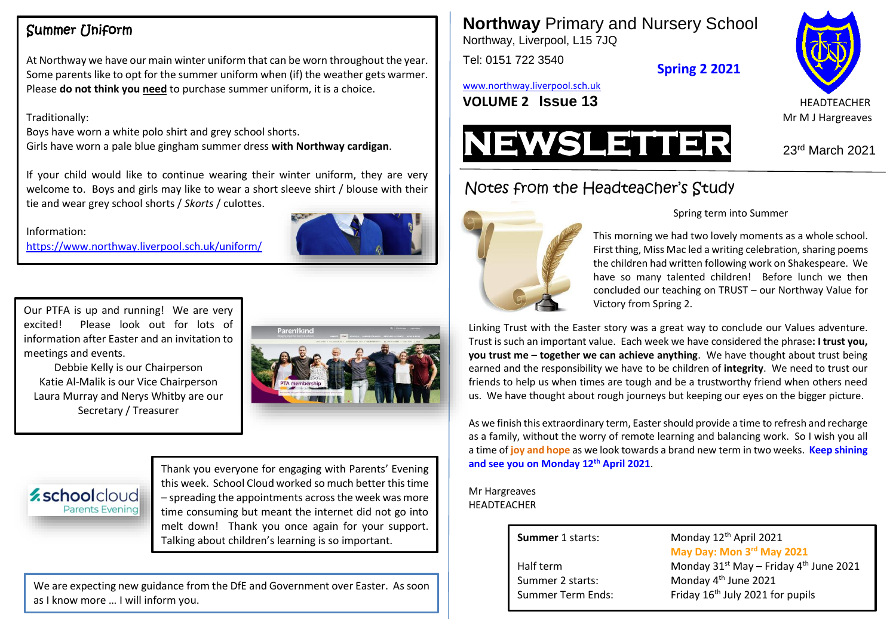# **Northway** Primary and Nursery School

Northway, Liverpool, L15 7JQ

Tel: 0151 722 3540

**Spring 2 2021**

www.northway.liverpool.sch.uk

**VOLUME 2 Issue 13**

HEADTEACHER
Mr M J Hargreaves

# NEWSLETTER

23rd March 2021

## Notes from the Headteacher's Study

Spring term into Summer

This morning we had two lovely moments as a whole school. First thing, Miss Mac led a writing celebration, sharing poems the children had written following work on Shakespeare. We have so many talented children! Before lunch we then concluded our teaching on TRUST – our Northway Value for Victory from Spring 2.

Linking Trust with the Easter story was a great way to conclude our Values adventure. Trust is such an important value. Each week we have considered the phrase**: I trust you, you trust me – together we can achieve anything**. We have thought about trust being earned and the responsibility we have to be children of **integrity**. We need to trust our friends to help us when times are tough and be a trustworthy friend when others need us. We have thought about rough journeys but keeping our eyes on the bigger picture.

As we finish this extraordinary term, Easter should provide a time to refresh and recharge as a family, without the worry of remote learning and balancing work. So I wish you all a time of **joy and hope** as we look towards a brand new term in two weeks. **Keep shining and see you on Monday 12th April 2021**.

Mr Hargreaves
HEADTEACHER

| | |
|---|---|
| **Summer** 1 starts: | Monday 12th April 2021 |
| | **May Day: Mon 3rd May 2021** |
| Half term | Monday 31st May – Friday 4th June 2021 |
| Summer 2 starts: | Monday 4th June 2021 |
| Summer Term Ends: | Friday 16th July 2021 for pupils |

## Summer Uniform

At Northway we have our main winter uniform that can be worn throughout the year. Some parents like to opt for the summer uniform when (if) the weather gets warmer. Please **do not think you need** to purchase summer uniform, it is a choice.

Traditionally:
Boys have worn a white polo shirt and grey school shorts.
Girls have worn a pale blue gingham summer dress **with Northway cardigan**.

If your child would like to continue wearing their winter uniform, they are very welcome to. Boys and girls may like to wear a short sleeve shirt / blouse with their tie and wear grey school shorts / *Skorts* / culottes.

Information:
https://www.northway.liverpool.sch.uk/uniform/

Our PTFA is up and running! We are very excited! Please look out for lots of information after Easter and an invitation to meetings and events.

Debbie Kelly is our Chairperson
Katie Al-Malik is our Vice Chairperson
Laura Murray and Nerys Whitby are our Secretary / Treasurer

Thank you everyone for engaging with Parents' Evening this week. School Cloud worked so much better this time – spreading the appointments across the week was more time consuming but meant the internet did not go into melt down! Thank you once again for your support. Talking about children's learning is so important.

We are expecting new guidance from the DfE and Government over Easter. As soon as I know more … I will inform you.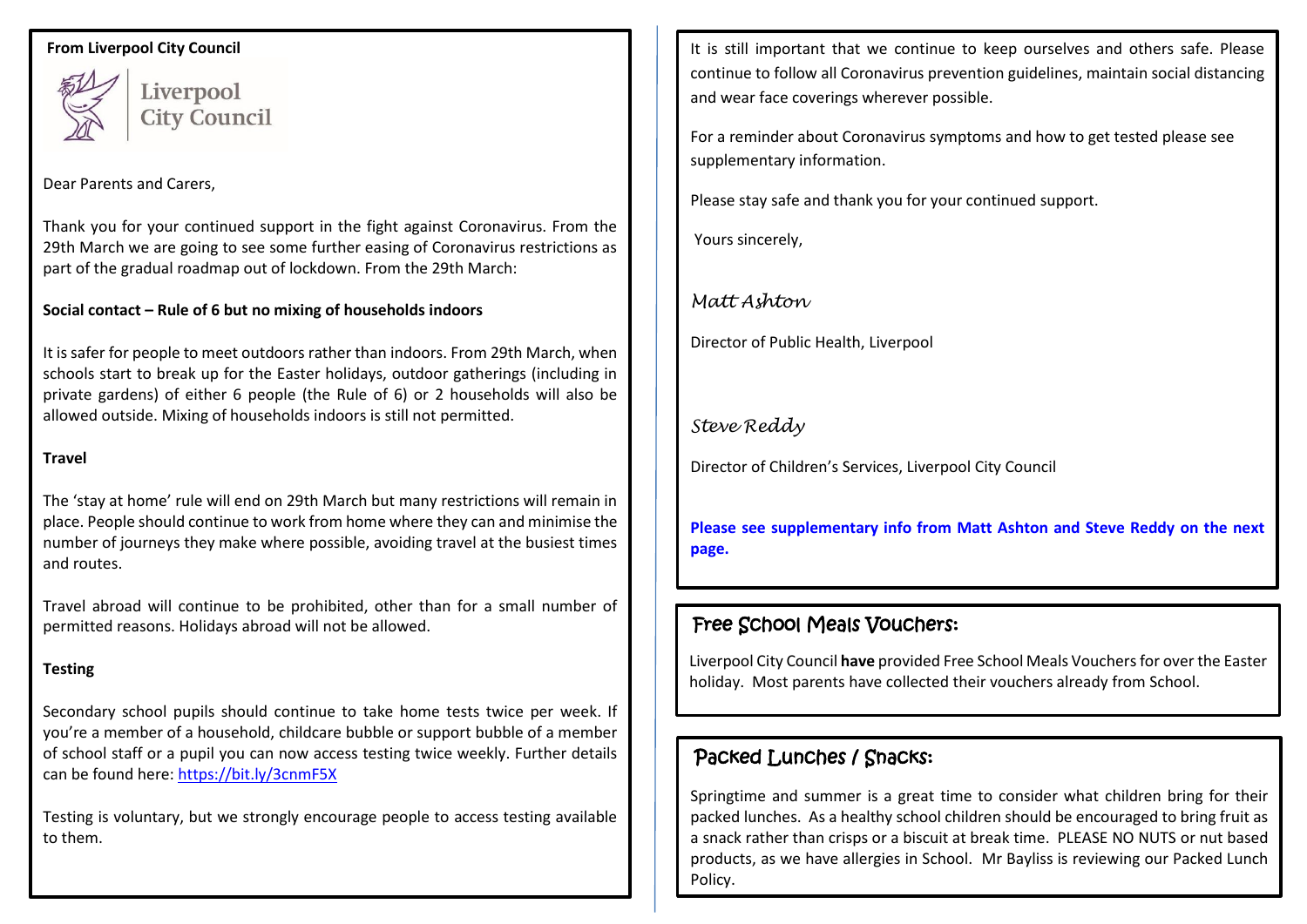**From Liverpool City Council**

Liverpool City Council

Dear Parents and Carers,

Thank you for your continued support in the fight against Coronavirus. From the 29th March we are going to see some further easing of Coronavirus restrictions as part of the gradual roadmap out of lockdown. From the 29th March:

**Social contact – Rule of 6 but no mixing of households indoors**

It is safer for people to meet outdoors rather than indoors. From 29th March, when schools start to break up for the Easter holidays, outdoor gatherings (including in private gardens) of either 6 people (the Rule of 6) or 2 households will also be allowed outside. Mixing of households indoors is still not permitted.

**Travel**

The 'stay at home' rule will end on 29th March but many restrictions will remain in place. People should continue to work from home where they can and minimise the number of journeys they make where possible, avoiding travel at the busiest times and routes.

Travel abroad will continue to be prohibited, other than for a small number of permitted reasons. Holidays abroad will not be allowed.

**Testing**

Secondary school pupils should continue to take home tests twice per week. If you're a member of a household, childcare bubble or support bubble of a member of school staff or a pupil you can now access testing twice weekly. Further details can be found here: [https://bit.ly/3cnmF5X](https://bit.ly/3cnmF5X)

Testing is voluntary, but we strongly encourage people to access testing available to them.

It is still important that we continue to keep ourselves and others safe. Please continue to follow all Coronavirus prevention guidelines, maintain social distancing and wear face coverings wherever possible.

For a reminder about Coronavirus symptoms and how to get tested please see supplementary information.

Please stay safe and thank you for your continued support.

Yours sincerely,

*Matt Ashton*

Director of Public Health, Liverpool

*Steve Reddy*

Director of Children's Services, Liverpool City Council

**Please see supplementary info from Matt Ashton and Steve Reddy on the next page.**

## Free School Meals Vouchers:

Liverpool City Council **have** provided Free School Meals Vouchers for over the Easter holiday. Most parents have collected their vouchers already from School.

## Packed Lunches / Snacks:

Springtime and summer is a great time to consider what children bring for their packed lunches. As a healthy school children should be encouraged to bring fruit as a snack rather than crisps or a biscuit at break time. PLEASE NO NUTS or nut based products, as we have allergies in School. Mr Bayliss is reviewing our Packed Lunch Policy.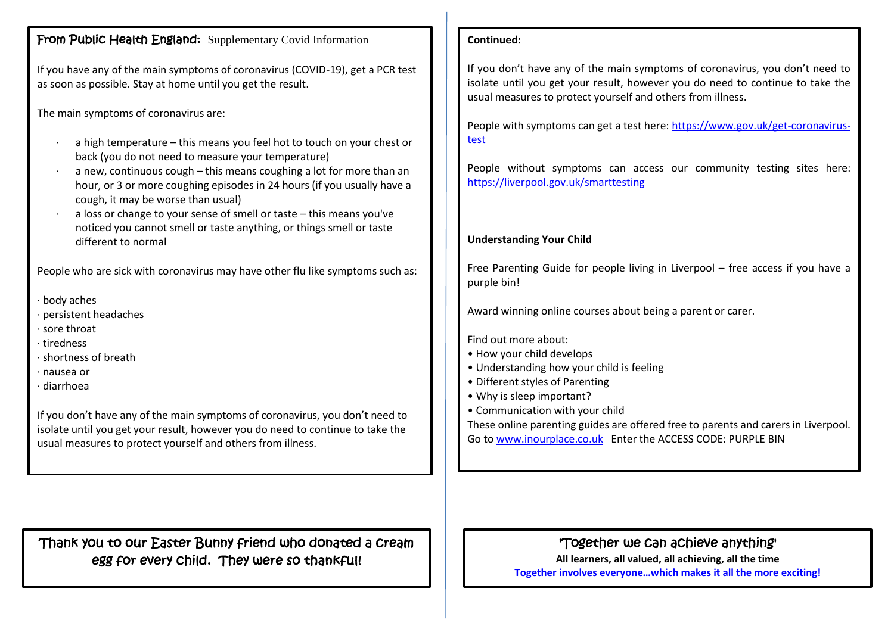## From Public Health England: Supplementary Covid Information

If you have any of the main symptoms of coronavirus (COVID-19), get a PCR test as soon as possible. Stay at home until you get the result.

The main symptoms of coronavirus are:

- a high temperature – this means you feel hot to touch on your chest or back (you do not need to measure your temperature)
- a new, continuous cough – this means coughing a lot for more than an hour, or 3 or more coughing episodes in 24 hours (if you usually have a cough, it may be worse than usual)
- a loss or change to your sense of smell or taste – this means you've noticed you cannot smell or taste anything, or things smell or taste different to normal

People who are sick with coronavirus may have other flu like symptoms such as:

- body aches
- persistent headaches
- sore throat
- tiredness
- shortness of breath
- nausea or
- diarrhoea

If you don't have any of the main symptoms of coronavirus, you don't need to isolate until you get your result, however you do need to continue to take the usual measures to protect yourself and others from illness.

**Continued:**

If you don't have any of the main symptoms of coronavirus, you don't need to isolate until you get your result, however you do need to continue to take the usual measures to protect yourself and others from illness.

People with symptoms can get a test here: https://www.gov.uk/get-coronavirus-test

People without symptoms can access our community testing sites here: https://liverpool.gov.uk/smarttesting

**Understanding Your Child**

Free Parenting Guide for people living in Liverpool – free access if you have a purple bin!

Award winning online courses about being a parent or carer.

Find out more about:

- How your child develops
- Understanding how your child is feeling
- Different styles of Parenting
- Why is sleep important?
- Communication with your child

These online parenting guides are offered free to parents and carers in Liverpool. Go to www.inourplace.co.uk Enter the ACCESS CODE: PURPLE BIN

Thank you to our Easter Bunny friend who donated a cream egg for every child. They were so thankful!

'Together we can achieve anything'

**All learners, all valued, all achieving, all the time**

**Together involves everyone…which makes it all the more exciting!**